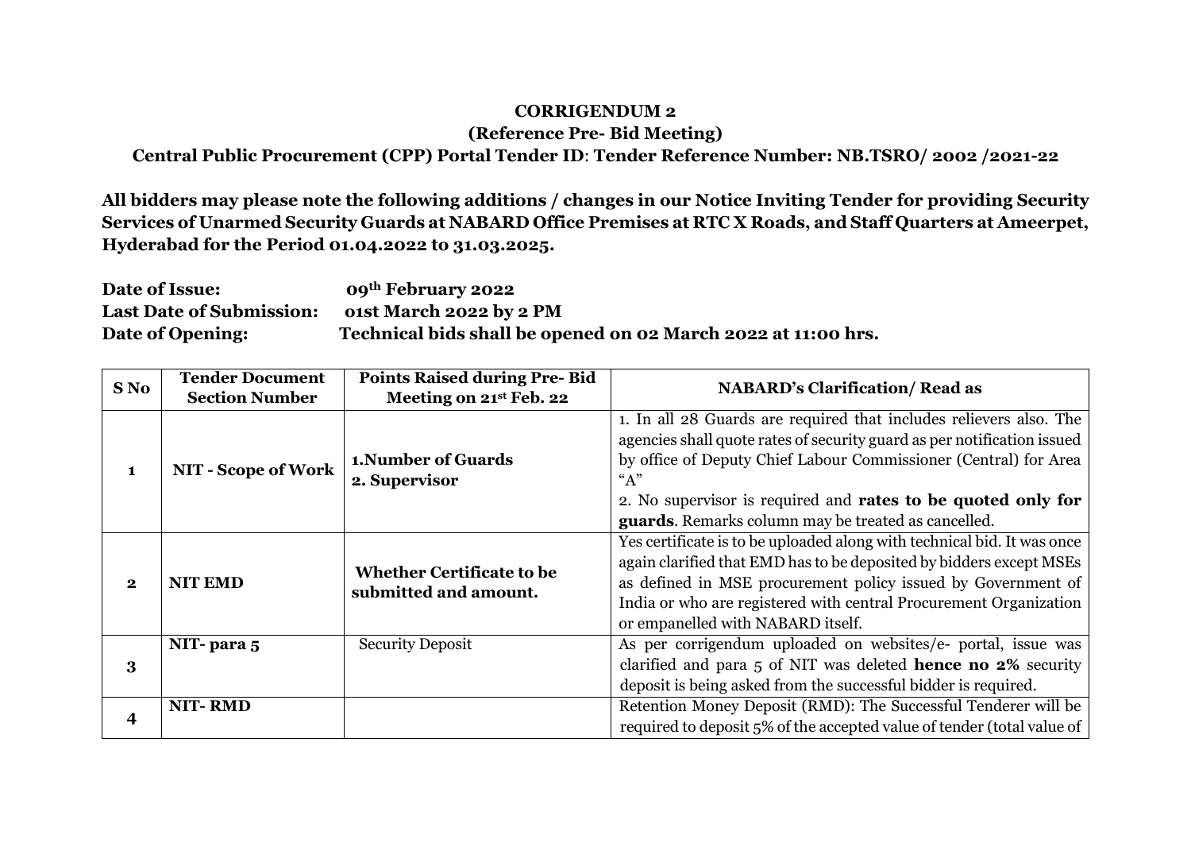**CORRIGENDUM 2**

**(Reference Pre- Bid Meeting)**

**Central Public Procurement (CPP) Portal Tender ID: Tender Reference Number: NB.TSRO/ 2002 /2021-22**

**All bidders may please note the following additions / changes in our Notice Inviting Tender for providing Security Services of Unarmed Security Guards at NABARD Office Premises at RTC X Roads, and Staff Quarters at Ameerpet, Hyderabad for the Period 01.04.2022 to 31.03.2025.**

**Date of Issue:** **09th February 2022**

**Last Date of Submission:** **01st March 2022 by 2 PM**

**Date of Opening:** **Technical bids shall be opened on 02 March 2022 at 11:00 hrs.**

| S No | Tender Document Section Number | Points Raised during Pre- Bid Meeting on 21st Feb. 22 | NABARD's Clarification/ Read as |
|---|---|---|---|
| **1** | **NIT - Scope of Work** | **1.Number of Guards**<br>**2. Supervisor** | 1. In all 28 Guards are required that includes relievers also. The agencies shall quote rates of security guard as per notification issued by office of Deputy Chief Labour Commissioner (Central) for Area "A"<br>2. No supervisor is required and **rates to be quoted only for guards**. Remarks column may be treated as cancelled. |
| **2** | **NIT EMD** | **Whether Certificate to be submitted and amount.** | Yes certificate is to be uploaded along with technical bid. It was once again clarified that EMD has to be deposited by bidders except MSEs as defined in MSE procurement policy issued by Government of India or who are registered with central Procurement Organization or empanelled with NABARD itself. |
| **3** | **NIT- para 5** | Security Deposit | As per corrigendum uploaded on websites/e- portal, issue was clarified and para 5 of NIT was deleted **hence no 2%** security deposit is being asked from the successful bidder is required. |
| **4** | **NIT- RMD** | | Retention Money Deposit (RMD): The Successful Tenderer will be required to deposit 5% of the accepted value of tender (total value of |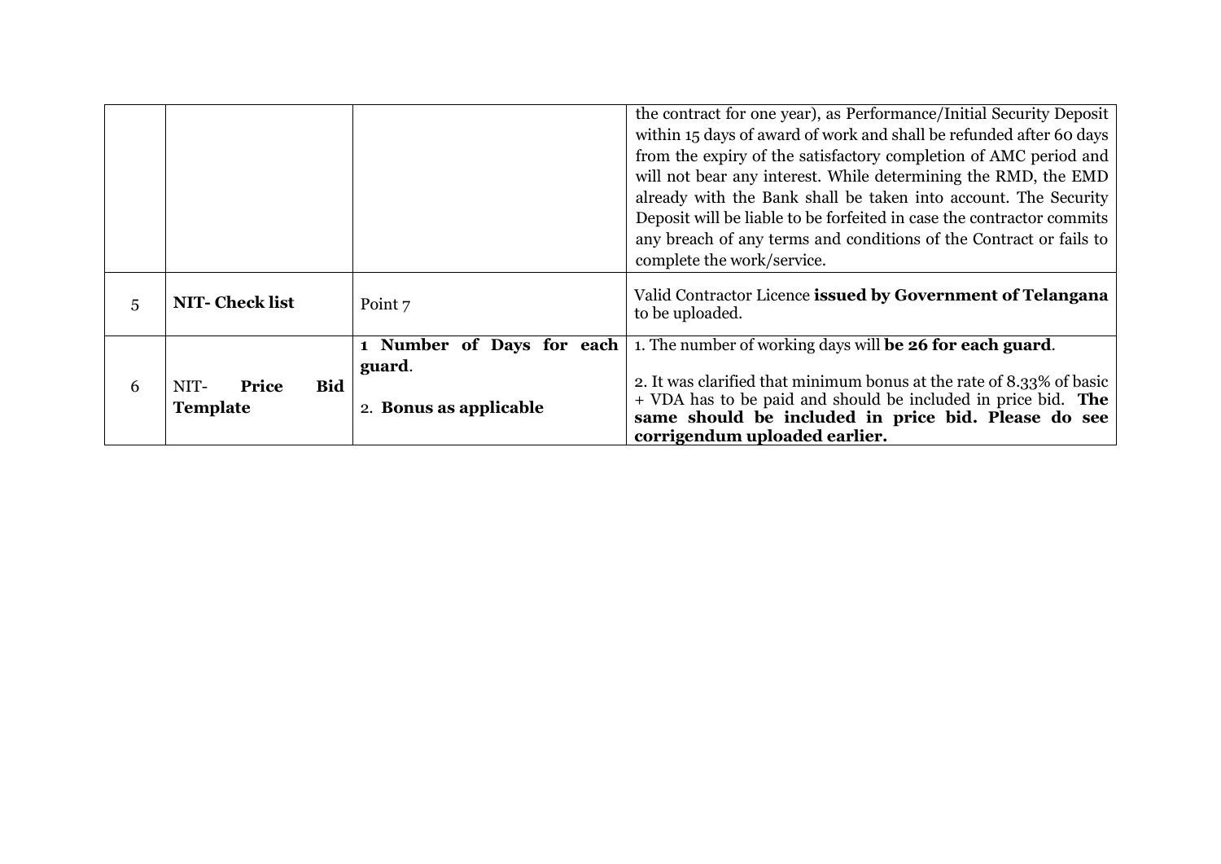| | | | |
|---|---|---|---|
| | | | the contract for one year), as Performance/Initial Security Deposit within 15 days of award of work and shall be refunded after 60 days from the expiry of the satisfactory completion of AMC period and will not bear any interest. While determining the RMD, the EMD already with the Bank shall be taken into account. The Security Deposit will be liable to be forfeited in case the contractor commits any breach of any terms and conditions of the Contract or fails to complete the work/service. |
| 5 | **NIT- Check list** | Point 7 | Valid Contractor Licence **issued by Government of Telangana** to be uploaded. |
| 6 | NIT- **Price Bid Template** | **1 Number of Days for each guard**.<br><br>2. **Bonus as applicable** | 1. The number of working days will **be 26 for each guard**.<br><br>2. It was clarified that minimum bonus at the rate of 8.33% of basic + VDA has to be paid and should be included in price bid. **The same should be included in price bid. Please do see corrigendum uploaded earlier.** |